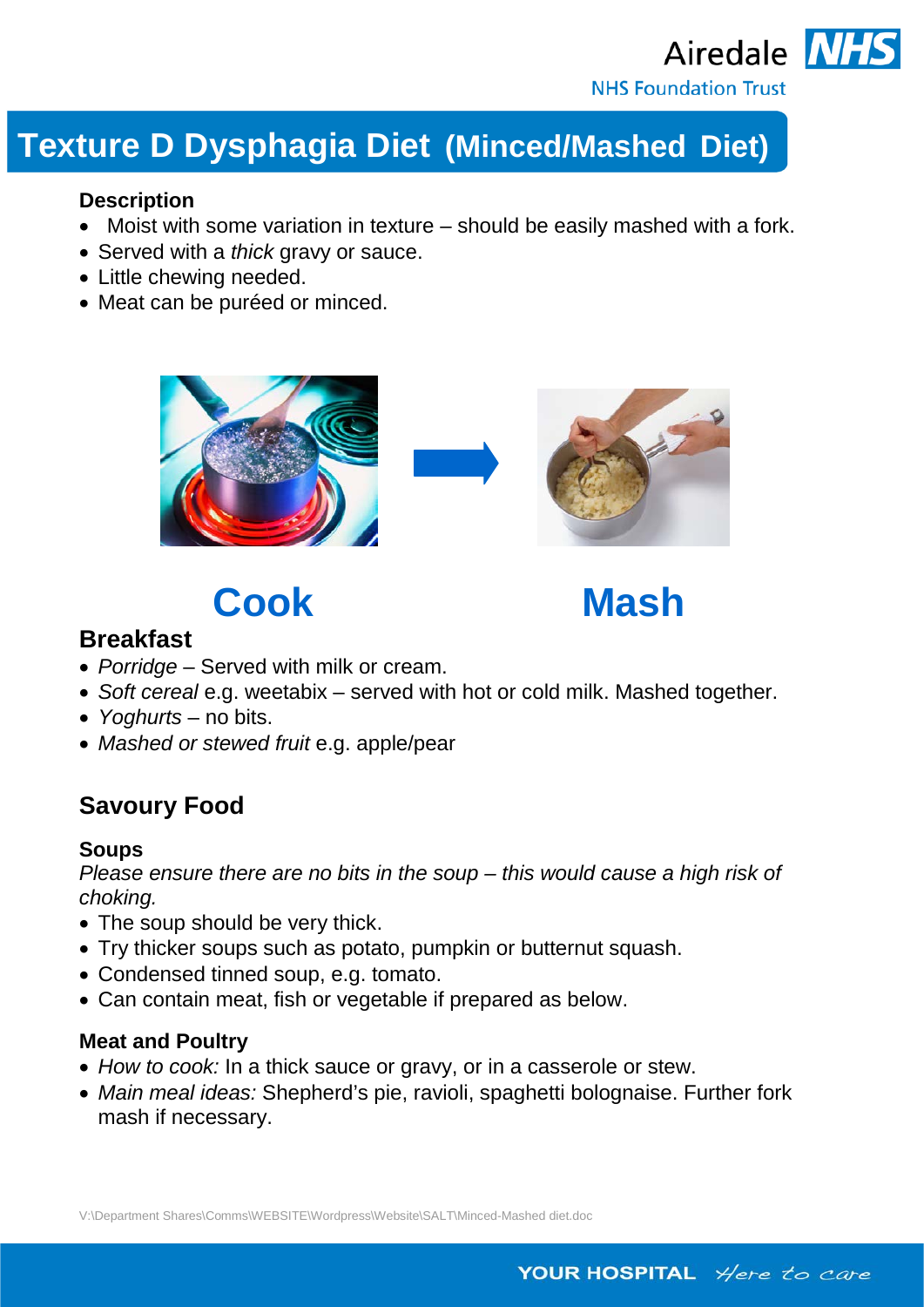# Texture D Dysphagia Diet (Minced/Mashed Diet)

### Description

- Moist with some variation in texture – should be easily mashed with a fork.
- Served with a *thick* gravy or sauce.
- Little chewing needed.
- Meat can be puréed or minced.

**Cook** **Mash**

## Breakfast

- *Porridge* – Served with milk or cream.
- *Soft cereal* e.g. weetabix – served with hot or cold milk. Mashed together.
- *Yoghurts* – no bits.
- *Mashed or stewed fruit* e.g. apple/pear

## Savoury Food

### Soups

*Please ensure there are no bits in the soup – this would cause a high risk of choking.*

- The soup should be very thick.
- Try thicker soups such as potato, pumpkin or butternut squash.
- Condensed tinned soup, e.g. tomato.
- Can contain meat, fish or vegetable if prepared as below.

### Meat and Poultry

- *How to cook:* In a thick sauce or gravy, or in a casserole or stew.
- *Main meal ideas:* Shepherd's pie, ravioli, spaghetti bolognaise. Further fork mash if necessary.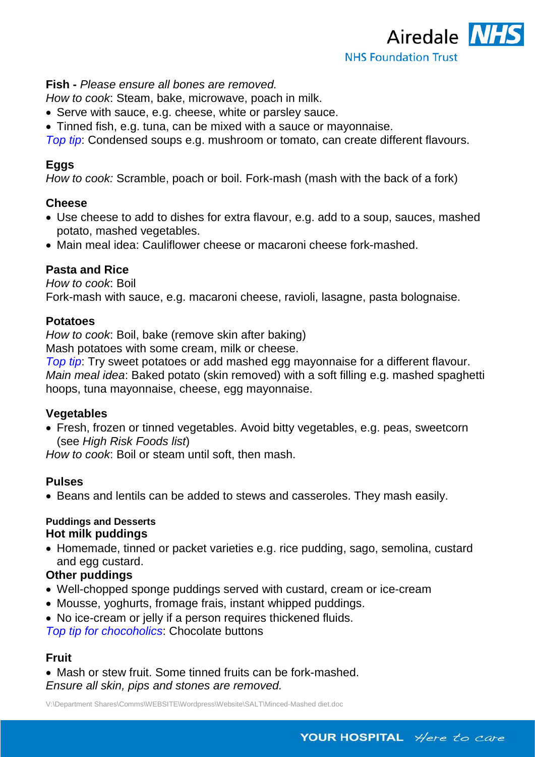**Fish -** *Please ensure all bones are removed.*
*How to cook*: Steam, bake, microwave, poach in milk.

- Serve with sauce, e.g. cheese, white or parsley sauce.
- Tinned fish, e.g. tuna, can be mixed with a sauce or mayonnaise.

*Top tip*: Condensed soups e.g. mushroom or tomato, can create different flavours.

**Eggs**
*How to cook:* Scramble, poach or boil. Fork-mash (mash with the back of a fork)

**Cheese**

- Use cheese to add to dishes for extra flavour, e.g. add to a soup, sauces, mashed potato, mashed vegetables.
- Main meal idea: Cauliflower cheese or macaroni cheese fork-mashed.

**Pasta and Rice**
*How to cook*: Boil
Fork-mash with sauce, e.g. macaroni cheese, ravioli, lasagne, pasta bolognaise.

**Potatoes**
*How to cook*: Boil, bake (remove skin after baking)
Mash potatoes with some cream, milk or cheese.
*Top tip*: Try sweet potatoes or add mashed egg mayonnaise for a different flavour.
*Main meal idea*: Baked potato (skin removed) with a soft filling e.g. mashed spaghetti hoops, tuna mayonnaise, cheese, egg mayonnaise.

**Vegetables**

- Fresh, frozen or tinned vegetables. Avoid bitty vegetables, e.g. peas, sweetcorn (see *High Risk Foods list*)

*How to cook*: Boil or steam until soft, then mash.

**Pulses**

- Beans and lentils can be added to stews and casseroles. They mash easily.

**Puddings and Desserts**

**Hot milk puddings**

- Homemade, tinned or packet varieties e.g. rice pudding, sago, semolina, custard and egg custard.

**Other puddings**

- Well-chopped sponge puddings served with custard, cream or ice-cream
- Mousse, yoghurts, fromage frais, instant whipped puddings.
- No ice-cream or jelly if a person requires thickened fluids.

*Top tip for chocoholics*: Chocolate buttons

**Fruit**

- Mash or stew fruit. Some tinned fruits can be fork-mashed.

*Ensure all skin, pips and stones are removed.*

V:\Department Shares\Comms\WEBSITE\Wordpress\Website\SALT\Minced-Mashed diet.doc